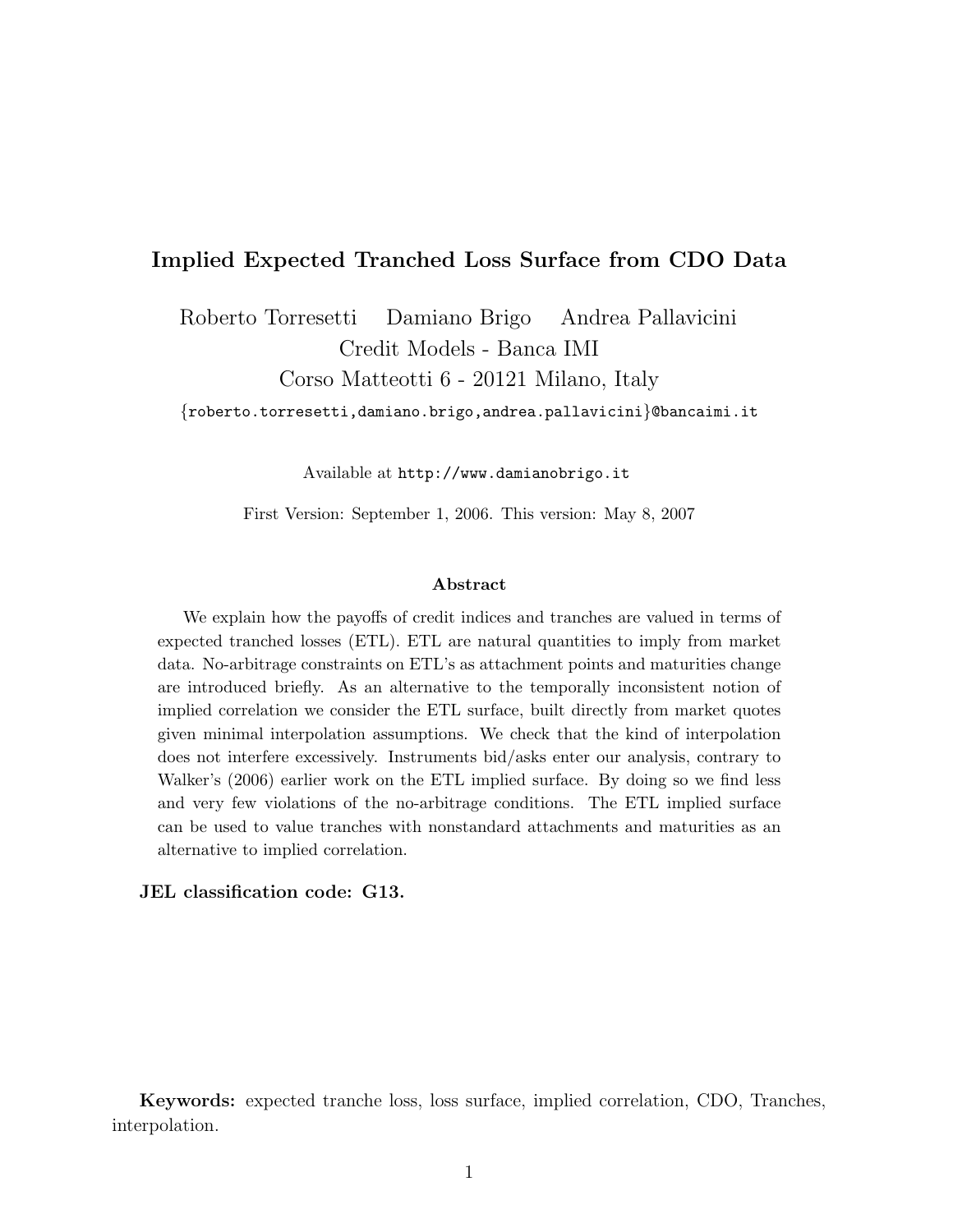# Implied Expected Tranched Loss Surface from CDO Data

Roberto Torresetti Damiano Brigo Andrea Pallavicini
Credit Models - Banca IMI
Corso Matteotti 6 - 20121 Milano, Italy

{roberto.torresetti,damiano.brigo,andrea.pallavicini}@bancaimi.it

Available at http://www.damianobrigo.it

First Version: September 1, 2006. This version: May 8, 2007

## Abstract

We explain how the payoffs of credit indices and tranches are valued in terms of expected tranched losses (ETL). ETL are natural quantities to imply from market data. No-arbitrage constraints on ETL's as attachment points and maturities change are introduced briefly. As an alternative to the temporally inconsistent notion of implied correlation we consider the ETL surface, built directly from market quotes given minimal interpolation assumptions. We check that the kind of interpolation does not interfere excessively. Instruments bid/asks enter our analysis, contrary to Walker's (2006) earlier work on the ETL implied surface. By doing so we find less and very few violations of the no-arbitrage conditions. The ETL implied surface can be used to value tranches with nonstandard attachments and maturities as an alternative to implied correlation.

**JEL classification code: G13.**

**Keywords:** expected tranche loss, loss surface, implied correlation, CDO, Tranches, interpolation.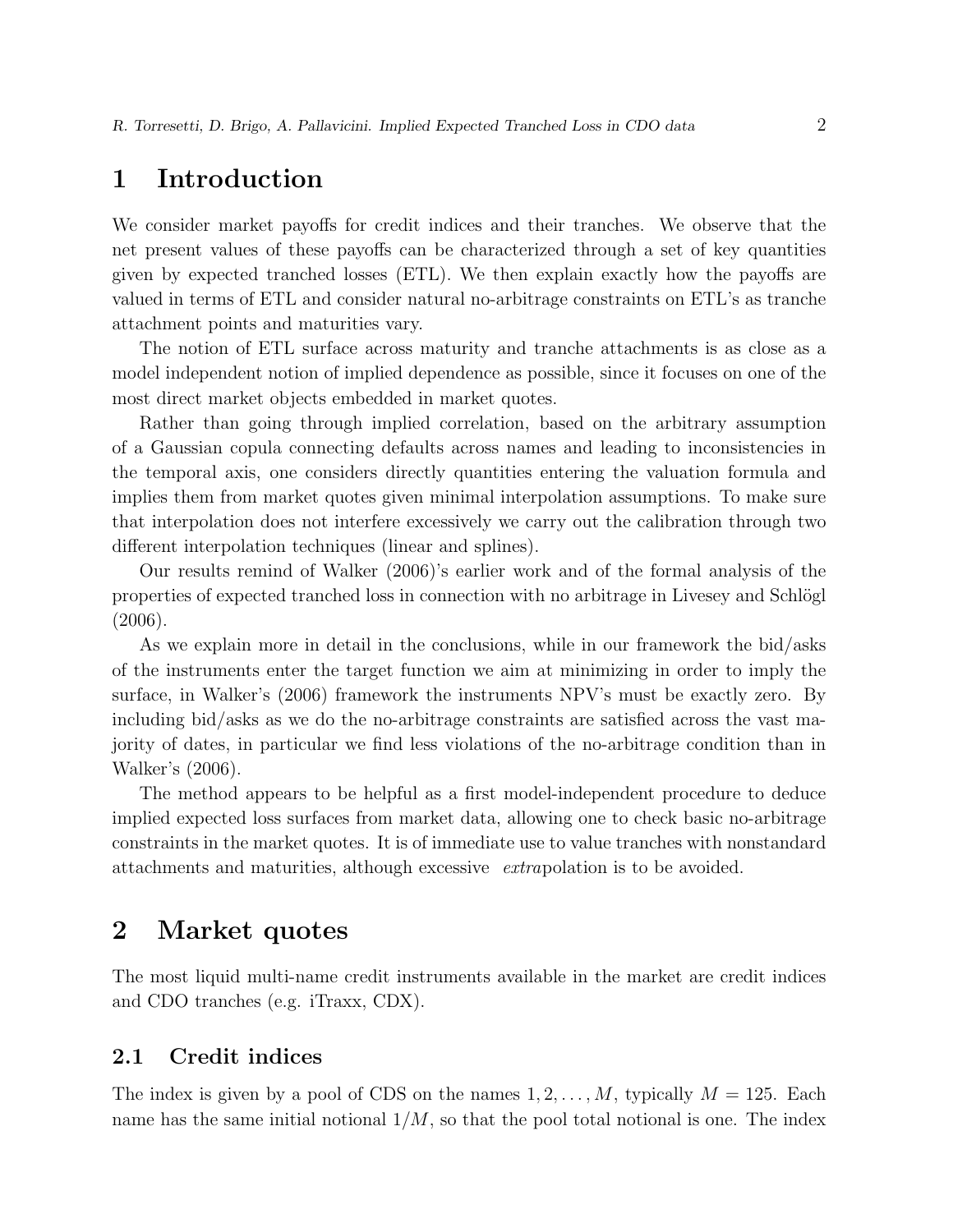# 1 Introduction

We consider market payoffs for credit indices and their tranches. We observe that the net present values of these payoffs can be characterized through a set of key quantities given by expected tranched losses (ETL). We then explain exactly how the payoffs are valued in terms of ETL and consider natural no-arbitrage constraints on ETL's as tranche attachment points and maturities vary.

The notion of ETL surface across maturity and tranche attachments is as close as a model independent notion of implied dependence as possible, since it focuses on one of the most direct market objects embedded in market quotes.

Rather than going through implied correlation, based on the arbitrary assumption of a Gaussian copula connecting defaults across names and leading to inconsistencies in the temporal axis, one considers directly quantities entering the valuation formula and implies them from market quotes given minimal interpolation assumptions. To make sure that interpolation does not interfere excessively we carry out the calibration through two different interpolation techniques (linear and splines).

Our results remind of Walker (2006)'s earlier work and of the formal analysis of the properties of expected tranched loss in connection with no arbitrage in Livesey and Schlögl (2006).

As we explain more in detail in the conclusions, while in our framework the bid/asks of the instruments enter the target function we aim at minimizing in order to imply the surface, in Walker's (2006) framework the instruments NPV's must be exactly zero. By including bid/asks as we do the no-arbitrage constraints are satisfied across the vast majority of dates, in particular we find less violations of the no-arbitrage condition than in Walker's (2006).

The method appears to be helpful as a first model-independent procedure to deduce implied expected loss surfaces from market data, allowing one to check basic no-arbitrage constraints in the market quotes. It is of immediate use to value tranches with nonstandard attachments and maturities, although excessive *extra*polation is to be avoided.

# 2 Market quotes

The most liquid multi-name credit instruments available in the market are credit indices and CDO tranches (e.g. iTraxx, CDX).

## 2.1 Credit indices

The index is given by a pool of CDS on the names $1, 2, \ldots, M$, typically $M = 125$. Each name has the same initial notional $1/M$, so that the pool total notional is one. The index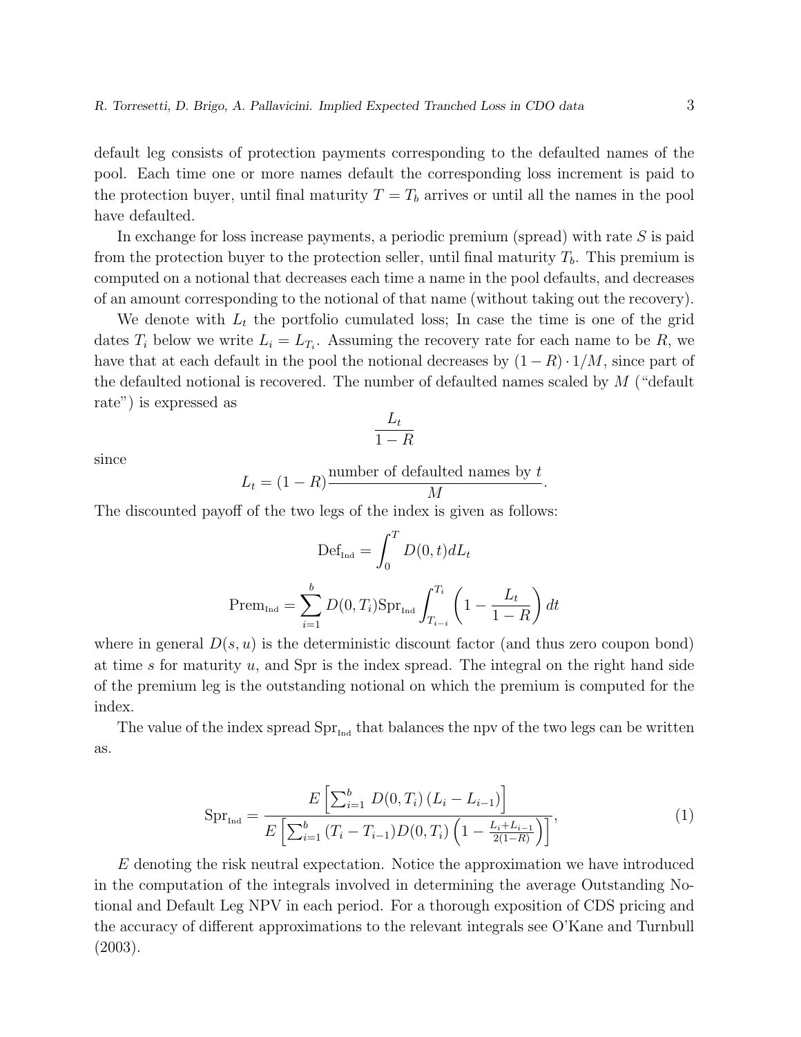default leg consists of protection payments corresponding to the defaulted names of the pool. Each time one or more names default the corresponding loss increment is paid to the protection buyer, until final maturity $T = T_b$ arrives or until all the names in the pool have defaulted.

In exchange for loss increase payments, a periodic premium (spread) with rate $S$ is paid from the protection buyer to the protection seller, until final maturity $T_b$. This premium is computed on a notional that decreases each time a name in the pool defaults, and decreases of an amount corresponding to the notional of that name (without taking out the recovery).

We denote with $L_t$ the portfolio cumulated loss; In case the time is one of the grid dates $T_i$ below we write $L_i = L_{T_i}$. Assuming the recovery rate for each name to be $R$, we have that at each default in the pool the notional decreases by $(1 - R) \cdot 1/M$, since part of the defaulted notional is recovered. The number of defaulted names scaled by $M$ ("default rate") is expressed as

$$\frac{L_t}{1-R}$$

since

$$L_t = (1-R)\frac{\text{number of defaulted names by } t}{M}.$$

The discounted payoff of the two legs of the index is given as follows:

$$\text{Def}_{\text{Ind}} = \int_0^T D(0,t) dL_t$$

$$\text{Prem}_{\text{Ind}} = \sum_{i=1}^{b} D(0,T_i)\text{Spr}_{\text{Ind}} \int_{T_{i-i}}^{T_i} \left(1 - \frac{L_t}{1-R}\right) dt$$

where in general $D(s, u)$ is the deterministic discount factor (and thus zero coupon bond) at time $s$ for maturity $u$, and Spr is the index spread. The integral on the right hand side of the premium leg is the outstanding notional on which the premium is computed for the index.

The value of the index spread $\text{Spr}_{\text{Ind}}$ that balances the npv of the two legs can be written as.

$$\text{Spr}_{\text{Ind}} = \frac{E\left[\sum_{i=1}^{b} D(0,T_i)\left(L_i - L_{i-1}\right)\right]}{E\left[\sum_{i=1}^{b} (T_i - T_{i-1}) D(0,T_i)\left(1 - \frac{L_i + L_{i-1}}{2(1-R)}\right)\right]}, \tag{1}$$

$E$ denoting the risk neutral expectation. Notice the approximation we have introduced in the computation of the integrals involved in determining the average Outstanding Notional and Default Leg NPV in each period. For a thorough exposition of CDS pricing and the accuracy of different approximations to the relevant integrals see O'Kane and Turnbull (2003).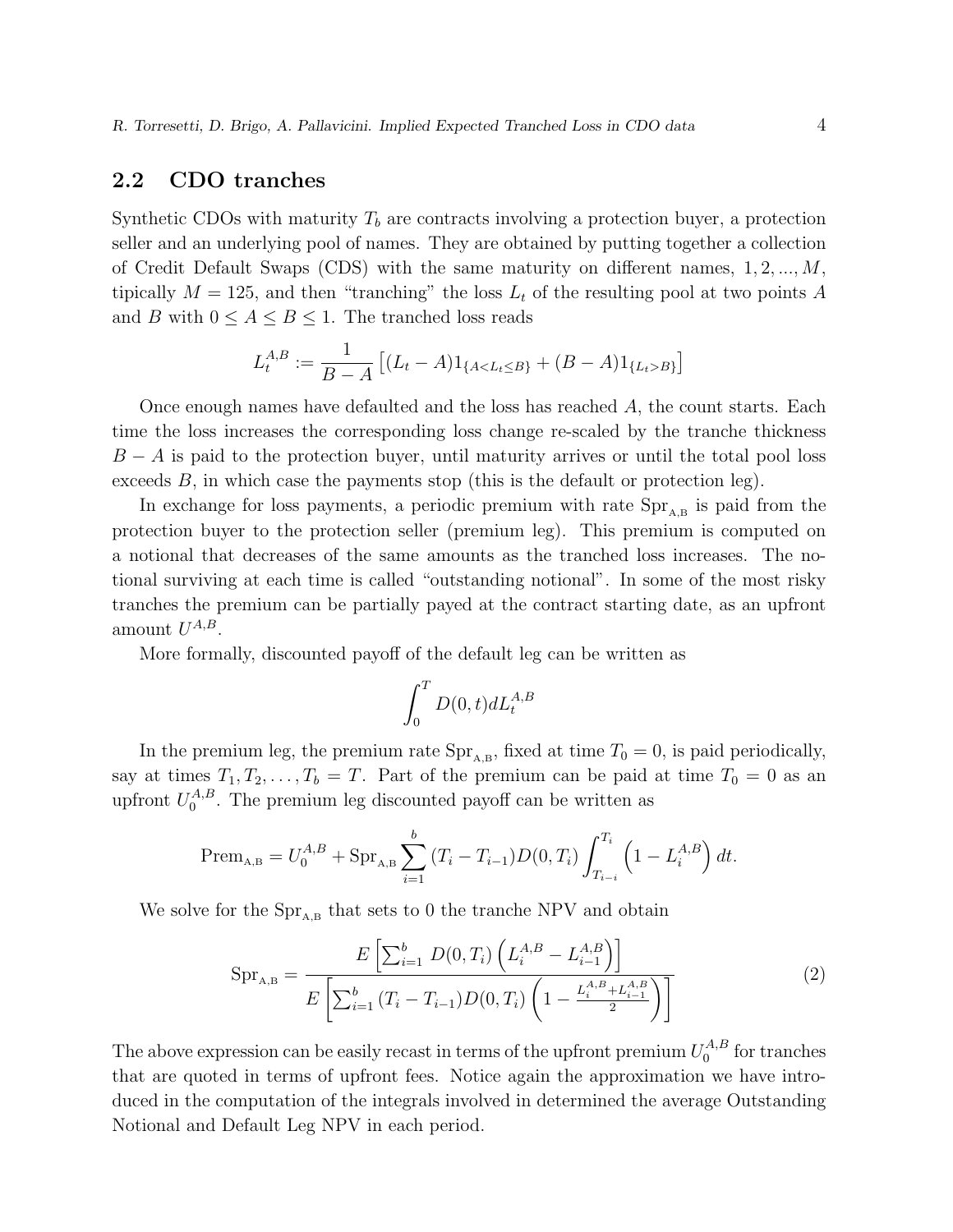## 2.2 CDO tranches

Synthetic CDOs with maturity $T_b$ are contracts involving a protection buyer, a protection seller and an underlying pool of names. They are obtained by putting together a collection of Credit Default Swaps (CDS) with the same maturity on different names, $1, 2, ..., M$, tipically $M = 125$, and then "tranching" the loss $L_t$ of the resulting pool at two points $A$ and $B$ with $0 \leq A \leq B \leq 1$. The tranched loss reads

$$L_t^{A,B} := \frac{1}{B-A}\left[(L_t - A)1_{\{A<L_t\leq B\}} + (B-A)1_{\{L_t>B\}}\right]$$

Once enough names have defaulted and the loss has reached $A$, the count starts. Each time the loss increases the corresponding loss change re-scaled by the tranche thickness $B - A$ is paid to the protection buyer, until maturity arrives or until the total pool loss exceeds $B$, in which case the payments stop (this is the default or protection leg).

In exchange for loss payments, a periodic premium with rate $\text{Spr}_{\text{A,B}}$ is paid from the protection buyer to the protection seller (premium leg). This premium is computed on a notional that decreases of the same amounts as the tranched loss increases. The notional surviving at each time is called "outstanding notional". In some of the most risky tranches the premium can be partially payed at the contract starting date, as an upfront amount $U^{A,B}$.

More formally, discounted payoff of the default leg can be written as

$$\int_0^T D(0,t)dL_t^{A,B}$$

In the premium leg, the premium rate $\text{Spr}_{\text{A,B}}$, fixed at time $T_0 = 0$, is paid periodically, say at times $T_1, T_2, \ldots, T_b = T$. Part of the premium can be paid at time $T_0 = 0$ as an upfront $U_0^{A,B}$. The premium leg discounted payoff can be written as

$$\text{Prem}_{\text{A,B}} = U_0^{A,B} + \text{Spr}_{\text{A,B}} \sum_{i=1}^{b} (T_i - T_{i-1}) D(0,T_i) \int_{T_{i-i}}^{T_i} \left(1 - L_i^{A,B}\right) dt.$$

We solve for the $\text{Spr}_{\text{A,B}}$ that sets to 0 the tranche NPV and obtain

$$\text{Spr}_{\text{A,B}} = \frac{E\left[\sum_{i=1}^{b} D(0,T_i)\left(L_i^{A,B} - L_{i-1}^{A,B}\right)\right]}{E\left[\sum_{i=1}^{b} (T_i - T_{i-1}) D(0,T_i)\left(1 - \frac{L_i^{A,B} + L_{i-1}^{A,B}}{2}\right)\right]} \tag{2}$$

The above expression can be easily recast in terms of the upfront premium $U_0^{A,B}$ for tranches that are quoted in terms of upfront fees. Notice again the approximation we have introduced in the computation of the integrals involved in determined the average Outstanding Notional and Default Leg NPV in each period.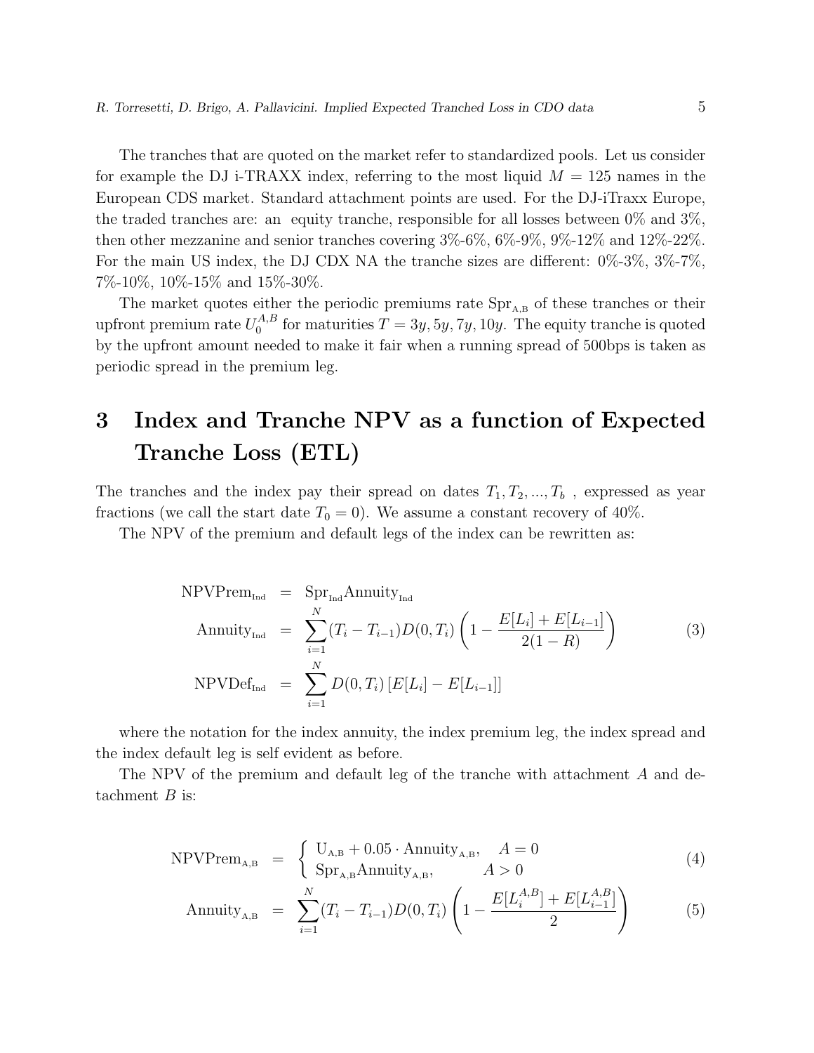The tranches that are quoted on the market refer to standardized pools. Let us consider for example the DJ i-TRAXX index, referring to the most liquid $M = 125$ names in the European CDS market. Standard attachment points are used. For the DJ-iTraxx Europe, the traded tranches are: an equity tranche, responsible for all losses between 0% and 3%, then other mezzanine and senior tranches covering 3%-6%, 6%-9%, 9%-12% and 12%-22%. For the main US index, the DJ CDX NA the tranche sizes are different: 0%-3%, 3%-7%, 7%-10%, 10%-15% and 15%-30%.

The market quotes either the periodic premiums rate $\text{Spr}_{\text{A,B}}$ of these tranches or their upfront premium rate $U_0^{A,B}$ for maturities $T = 3y, 5y, 7y, 10y$. The equity tranche is quoted by the upfront amount needed to make it fair when a running spread of 500bps is taken as periodic spread in the premium leg.

# 3 Index and Tranche NPV as a function of Expected Tranche Loss (ETL)

The tranches and the index pay their spread on dates $T_1, T_2, ..., T_b$ , expressed as year fractions (we call the start date $T_0 = 0$). We assume a constant recovery of 40%.

The NPV of the premium and default legs of the index can be rewritten as:

$$
\begin{aligned}
\text{NPVPrem}_{\text{Ind}} &= \text{Spr}_{\text{Ind}}\text{Annuity}_{\text{Ind}} \\
\text{Annuity}_{\text{Ind}} &= \sum_{i=1}^{N}(T_i - T_{i-1})D(0,T_i)\left(1 - \frac{E[L_i] + E[L_{i-1}]}{2(1-R)}\right) \\
\text{NPVDef}_{\text{Ind}} &= \sum_{i=1}^{N} D(0,T_i)\left[E[L_i] - E[L_{i-1}]\right]
\end{aligned}
\tag{3}
$$

where the notation for the index annuity, the index premium leg, the index spread and the index default leg is self evident as before.

The NPV of the premium and default leg of the tranche with attachment $A$ and detachment $B$ is:

$$
\text{NPVPrem}_{\text{A,B}} = \begin{cases} \text{U}_{\text{A,B}} + 0.05 \cdot \text{Annuity}_{\text{A,B}}, & A = 0 \\ \text{Spr}_{\text{A,B}}\text{Annuity}_{\text{A,B}}, & A > 0 \end{cases}
\tag{4}
$$

$$
\text{Annuity}_{\text{A,B}} = \sum_{i=1}^{N}(T_i - T_{i-1})D(0,T_i)\left(1 - \frac{E[L_i^{A,B}] + E[L_{i-1}^{A,B}]}{2}\right)
\tag{5}
$$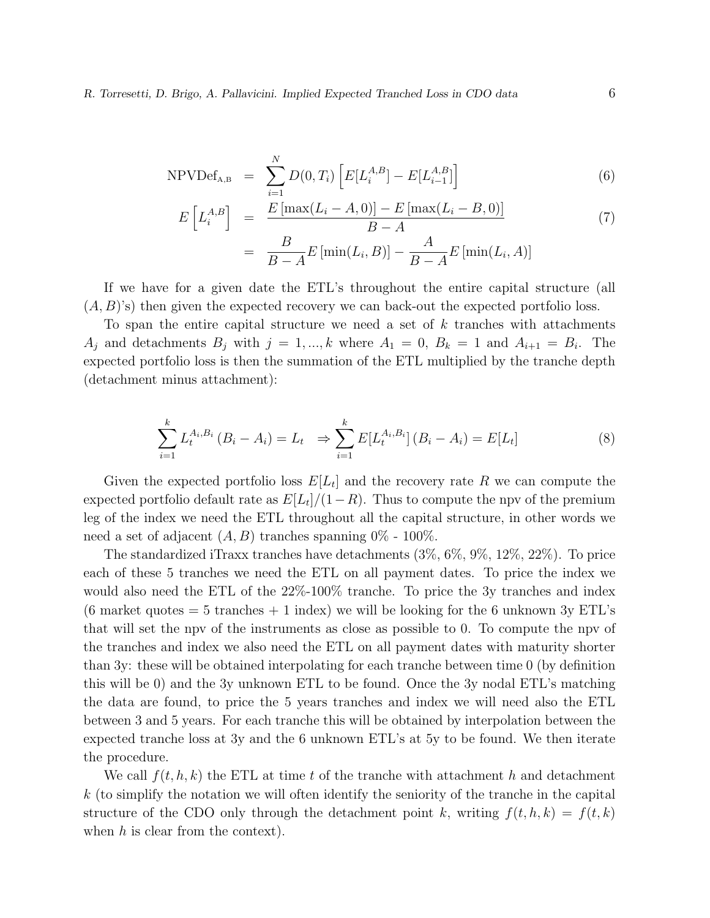$$
\begin{aligned}
\text{NPVDef}_{\text{A,B}} &= \sum_{i=1}^{N} D(0,T_i)\left[E[L_i^{A,B}] - E[L_{i-1}^{A,B}]\right] && (6)\\
E\left[L_i^{A,B}\right] &= \frac{E\left[\max(L_i - A, 0)\right] - E\left[\max(L_i - B, 0)\right]}{B-A} && (7)\\
&= \frac{B}{B-A}E\left[\min(L_i, B)\right] - \frac{A}{B-A}E\left[\min(L_i, A)\right]
\end{aligned}
$$

If we have for a given date the ETL's throughout the entire capital structure (all $(A, B)$'s) then given the expected recovery we can back-out the expected portfolio loss.

To span the entire capital structure we need a set of $k$ tranches with attachments $A_j$ and detachments $B_j$ with $j = 1, ..., k$ where $A_1 = 0$, $B_k = 1$ and $A_{i+1} = B_i$. The expected portfolio loss is then the summation of the ETL multiplied by the tranche depth (detachment minus attachment):

$$
\sum_{i=1}^{k} L_t^{A_i,B_i}\,(B_i - A_i) = L_t \quad \Rightarrow \sum_{i=1}^{k} E[L_t^{A_i,B_i}]\,(B_i - A_i) = E[L_t] \tag{8}
$$

Given the expected portfolio loss $E[L_t]$ and the recovery rate $R$ we can compute the expected portfolio default rate as $E[L_t]/(1-R)$. Thus to compute the npv of the premium leg of the index we need the ETL throughout all the capital structure, in other words we need a set of adjacent $(A, B)$ tranches spanning 0% - 100%.

The standardized iTraxx tranches have detachments (3%, 6%, 9%, 12%, 22%). To price each of these 5 tranches we need the ETL on all payment dates. To price the index we would also need the ETL of the 22%-100% tranche. To price the 3y tranches and index (6 market quotes = 5 tranches + 1 index) we will be looking for the 6 unknown 3y ETL's that will set the npv of the instruments as close as possible to 0. To compute the npv of the tranches and index we also need the ETL on all payment dates with maturity shorter than 3y: these will be obtained interpolating for each tranche between time 0 (by definition this will be 0) and the 3y unknown ETL to be found. Once the 3y nodal ETL's matching the data are found, to price the 5 years tranches and index we will need also the ETL between 3 and 5 years. For each tranche this will be obtained by interpolation between the expected tranche loss at 3y and the 6 unknown ETL's at 5y to be found. We then iterate the procedure.

We call $f(t, h, k)$ the ETL at time $t$ of the tranche with attachment $h$ and detachment $k$ (to simplify the notation we will often identify the seniority of the tranche in the capital structure of the CDO only through the detachment point $k$, writing $f(t, h, k) = f(t, k)$ when $h$ is clear from the context).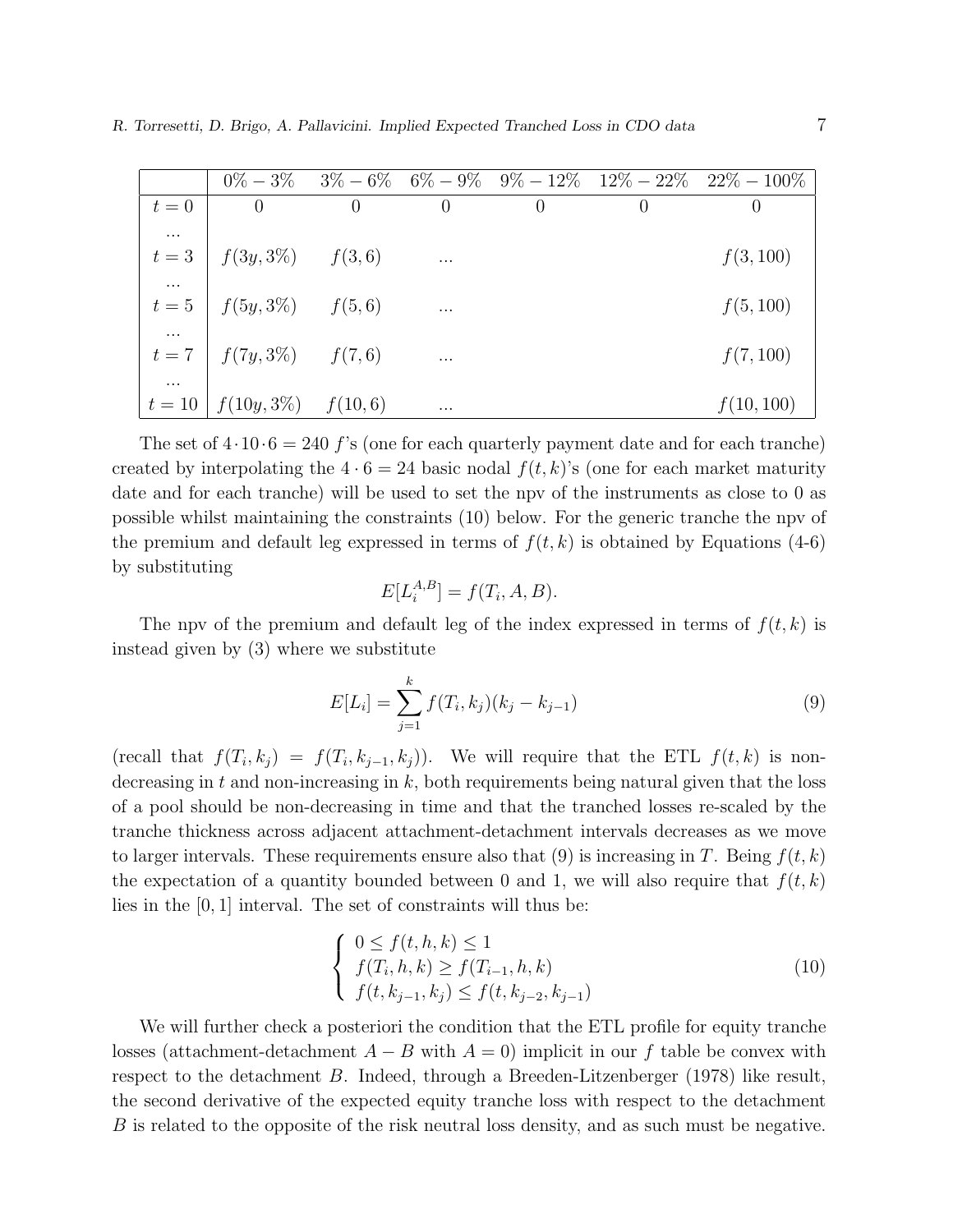| | $0\% - 3\%$ | $3\% - 6\%$ | $6\% - 9\%$ | $9\% - 12\%$ | $12\% - 22\%$ | $22\% - 100\%$ |
|---|---|---|---|---|---|---|
| $t = 0$ | 0 | 0 | 0 | 0 | 0 | 0 |
| ... | | | | | | |
| $t = 3$ | $f(3y, 3\%)$ | $f(3, 6)$ | ... | | | $f(3, 100)$ |
| ... | | | | | | |
| $t = 5$ | $f(5y, 3\%)$ | $f(5, 6)$ | ... | | | $f(5, 100)$ |
| ... | | | | | | |
| $t = 7$ | $f(7y, 3\%)$ | $f(7, 6)$ | ... | | | $f(7, 100)$ |
| ... | | | | | | |
| $t = 10$ | $f(10y, 3\%)$ | $f(10, 6)$ | ... | | | $f(10, 100)$ |

The set of $4 \cdot 10 \cdot 6 = 240$ $f$'s (one for each quarterly payment date and for each tranche) created by interpolating the $4 \cdot 6 = 24$ basic nodal $f(t, k)$'s (one for each market maturity date and for each tranche) will be used to set the npv of the instruments as close to 0 as possible whilst maintaining the constraints (10) below. For the generic tranche the npv of the premium and default leg expressed in terms of $f(t, k)$ is obtained by Equations (4-6) by substituting

$$E[L_i^{A,B}] = f(T_i, A, B).$$

The npv of the premium and default leg of the index expressed in terms of $f(t, k)$ is instead given by (3) where we substitute

$$E[L_i] = \sum_{j=1}^{k} f(T_i, k_j)(k_j - k_{j-1}) \tag{9}$$

(recall that $f(T_i, k_j) = f(T_i, k_{j-1}, k_j)$). We will require that the ETL $f(t, k)$ is non-decreasing in $t$ and non-increasing in $k$, both requirements being natural given that the loss of a pool should be non-decreasing in time and that the tranched losses re-scaled by the tranche thickness across adjacent attachment-detachment intervals decreases as we move to larger intervals. These requirements ensure also that (9) is increasing in $T$. Being $f(t, k)$ the expectation of a quantity bounded between 0 and 1, we will also require that $f(t, k)$ lies in the $[0, 1]$ interval. The set of constraints will thus be:

$$\begin{cases} 0 \le f(t, h, k) \le 1 \\ f(T_i, h, k) \ge f(T_{i-1}, h, k) \\ f(t, k_{j-1}, k_j) \le f(t, k_{j-2}, k_{j-1}) \end{cases} \tag{10}$$

We will further check a posteriori the condition that the ETL profile for equity tranche losses (attachment-detachment $A - B$ with $A = 0$) implicit in our $f$ table be convex with respect to the detachment $B$. Indeed, through a Breeden-Litzenberger (1978) like result, the second derivative of the expected equity tranche loss with respect to the detachment $B$ is related to the opposite of the risk neutral loss density, and as such must be negative.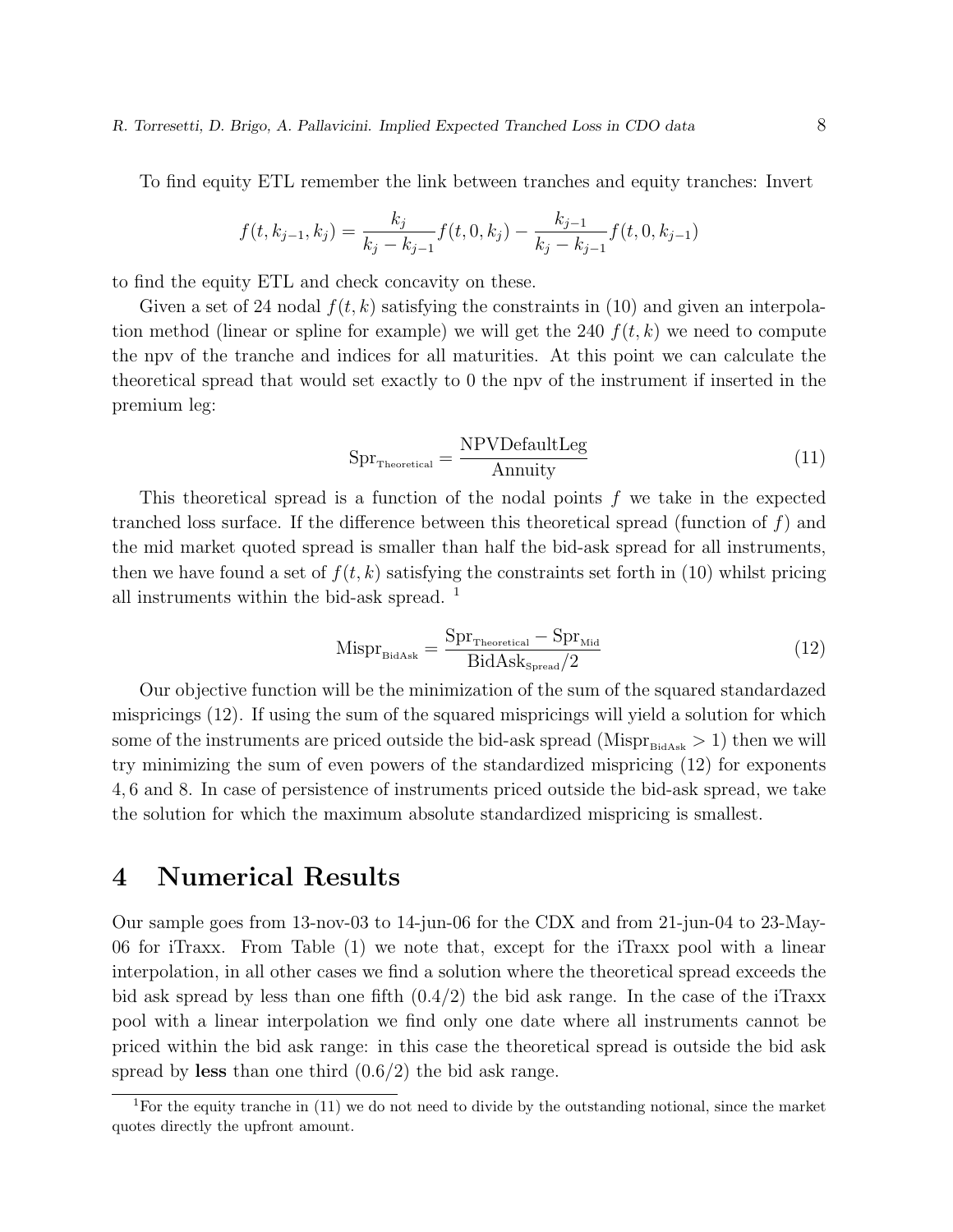To find equity ETL remember the link between tranches and equity tranches: Invert

$$f(t, k_{j-1}, k_j) = \frac{k_j}{k_j - k_{j-1}} f(t, 0, k_j) - \frac{k_{j-1}}{k_j - k_{j-1}} f(t, 0, k_{j-1})$$

to find the equity ETL and check concavity on these.

Given a set of 24 nodal $f(t, k)$ satisfying the constraints in (10) and given an interpolation method (linear or spline for example) we will get the 240 $f(t, k)$ we need to compute the npv of the tranche and indices for all maturities. At this point we can calculate the theoretical spread that would set exactly to 0 the npv of the instrument if inserted in the premium leg:

$$\text{Spr}_{\text{Theoretical}} = \frac{\text{NPVDefaultLeg}}{\text{Annuity}} \tag{11}$$

This theoretical spread is a function of the nodal points $f$ we take in the expected tranched loss surface. If the difference between this theoretical spread (function of $f$) and the mid market quoted spread is smaller than half the bid-ask spread for all instruments, then we have found a set of $f(t, k)$ satisfying the constraints set forth in (10) whilst pricing all instruments within the bid-ask spread. [1]

$$\text{Mispr}_{\text{BidAsk}} = \frac{\text{Spr}_{\text{Theoretical}} - \text{Spr}_{\text{Mid}}}{\text{BidAsk}_{\text{Spread}}/2} \tag{12}$$

Our objective function will be the minimization of the sum of the squared standardazed mispricings (12). If using the sum of the squared mispricings will yield a solution for which some of the instruments are priced outside the bid-ask spread ($\text{Mispr}_{\text{BidAsk}} > 1$) then we will try minimizing the sum of even powers of the standardized mispricing (12) for exponents 4, 6 and 8. In case of persistence of instruments priced outside the bid-ask spread, we take the solution for which the maximum absolute standardized mispricing is smallest.

# 4 Numerical Results

Our sample goes from 13-nov-03 to 14-jun-06 for the CDX and from 21-jun-04 to 23-May-06 for iTraxx. From Table (1) we note that, except for the iTraxx pool with a linear interpolation, in all other cases we find a solution where the theoretical spread exceeds the bid ask spread by less than one fifth (0.4/2) the bid ask range. In the case of the iTraxx pool with a linear interpolation we find only one date where all instruments cannot be priced within the bid ask range: in this case the theoretical spread is outside the bid ask spread by **less** than one third (0.6/2) the bid ask range.

[1] For the equity tranche in (11) we do not need to divide by the outstanding notional, since the market quotes directly the upfront amount.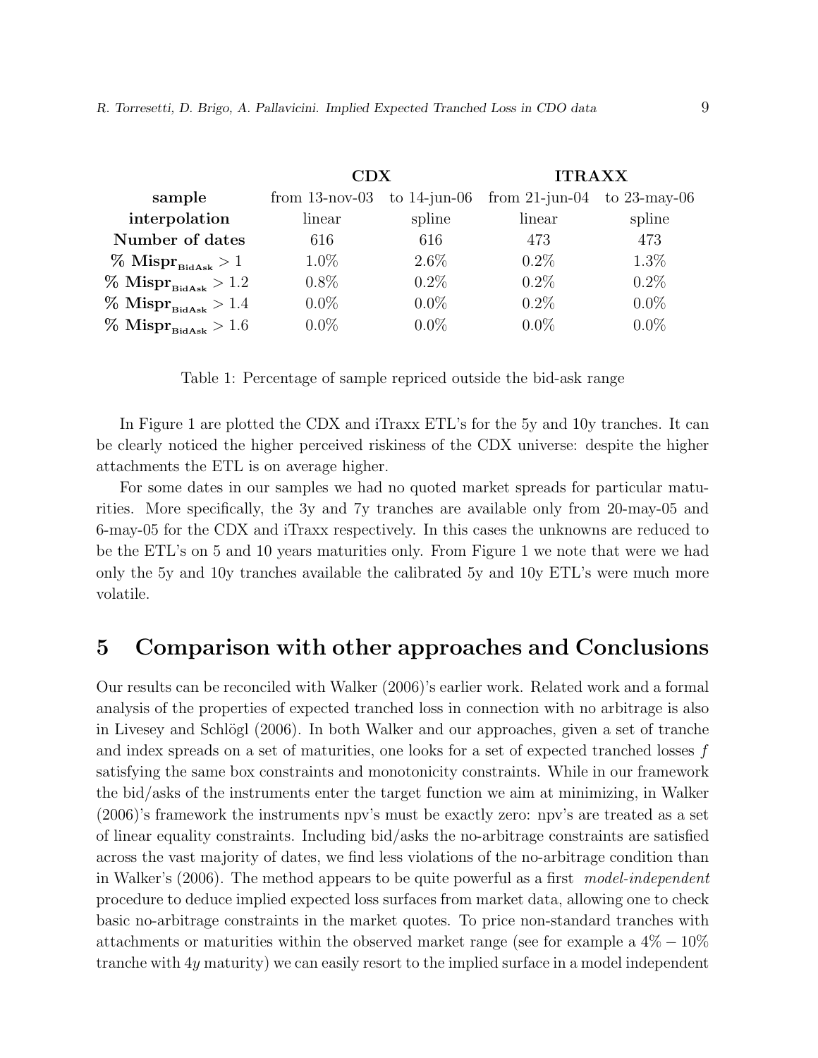| | **CDX** | | **ITRAXX** | |
|---|---|---|---|---|
| **sample** | from 13-nov-03 | to 14-jun-06 | from 21-jun-04 | to 23-may-06 |
| **interpolation** | linear | spline | linear | spline |
| **Number of dates** | 616 | 616 | 473 | 473 |
| **% $\mathbf{Mispr}_{\mathbf{BidAsk}} > 1$** | 1.0% | 2.6% | 0.2% | 1.3% |
| **% $\mathbf{Mispr}_{\mathbf{BidAsk}} > 1.2$** | 0.8% | 0.2% | 0.2% | 0.2% |
| **% $\mathbf{Mispr}_{\mathbf{BidAsk}} > 1.4$** | 0.0% | 0.0% | 0.2% | 0.0% |
| **% $\mathbf{Mispr}_{\mathbf{BidAsk}} > 1.6$** | 0.0% | 0.0% | 0.0% | 0.0% |

Table 1: Percentage of sample repriced outside the bid-ask range

In Figure 1 are plotted the CDX and iTraxx ETL's for the 5y and 10y tranches. It can be clearly noticed the higher perceived riskiness of the CDX universe: despite the higher attachments the ETL is on average higher.

For some dates in our samples we had no quoted market spreads for particular maturities. More specifically, the 3y and 7y tranches are available only from 20-may-05 and 6-may-05 for the CDX and iTraxx respectively. In this cases the unknowns are reduced to be the ETL's on 5 and 10 years maturities only. From Figure 1 we note that were we had only the 5y and 10y tranches available the calibrated 5y and 10y ETL's were much more volatile.

# 5 Comparison with other approaches and Conclusions

Our results can be reconciled with Walker (2006)'s earlier work. Related work and a formal analysis of the properties of expected tranched loss in connection with no arbitrage is also in Livesey and Schlögl (2006). In both Walker and our approaches, given a set of tranche and index spreads on a set of maturities, one looks for a set of expected tranched losses $f$ satisfying the same box constraints and monotonicity constraints. While in our framework the bid/asks of the instruments enter the target function we aim at minimizing, in Walker (2006)'s framework the instruments npv's must be exactly zero: npv's are treated as a set of linear equality constraints. Including bid/asks the no-arbitrage constraints are satisfied across the vast majority of dates, we find less violations of the no-arbitrage condition than in Walker's (2006). The method appears to be quite powerful as a first *model-independent* procedure to deduce implied expected loss surfaces from market data, allowing one to check basic no-arbitrage constraints in the market quotes. To price non-standard tranches with attachments or maturities within the observed market range (see for example a $4\% - 10\%$ tranche with $4y$ maturity) we can easily resort to the implied surface in a model independent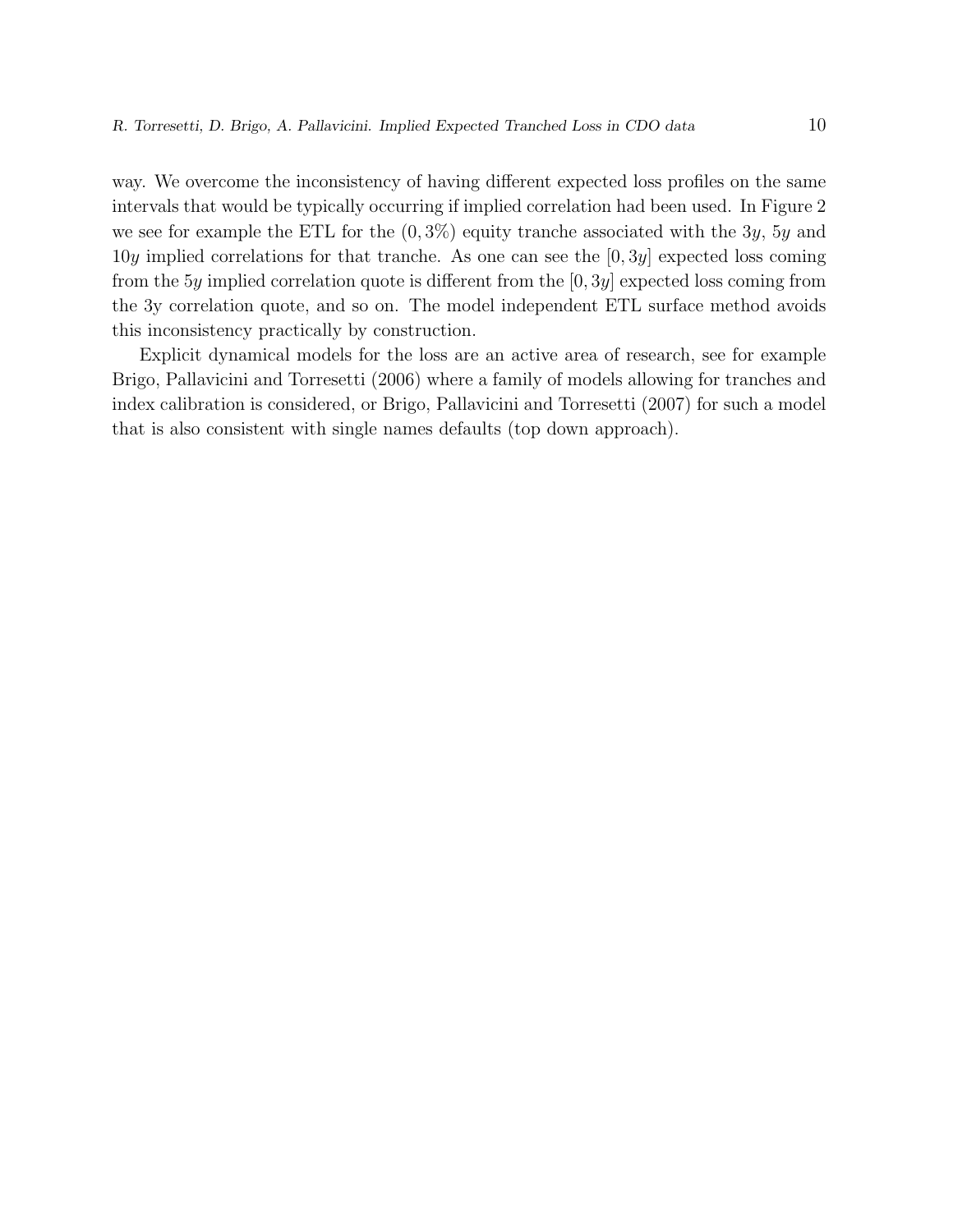way. We overcome the inconsistency of having different expected loss profiles on the same intervals that would be typically occurring if implied correlation had been used. In Figure 2 we see for example the ETL for the $(0, 3\%)$ equity tranche associated with the $3y$, $5y$ and $10y$ implied correlations for that tranche. As one can see the $[0, 3y]$ expected loss coming from the $5y$ implied correlation quote is different from the $[0, 3y]$ expected loss coming from the 3y correlation quote, and so on. The model independent ETL surface method avoids this inconsistency practically by construction.

Explicit dynamical models for the loss are an active area of research, see for example Brigo, Pallavicini and Torresetti (2006) where a family of models allowing for tranches and index calibration is considered, or Brigo, Pallavicini and Torresetti (2007) for such a model that is also consistent with single names defaults (top down approach).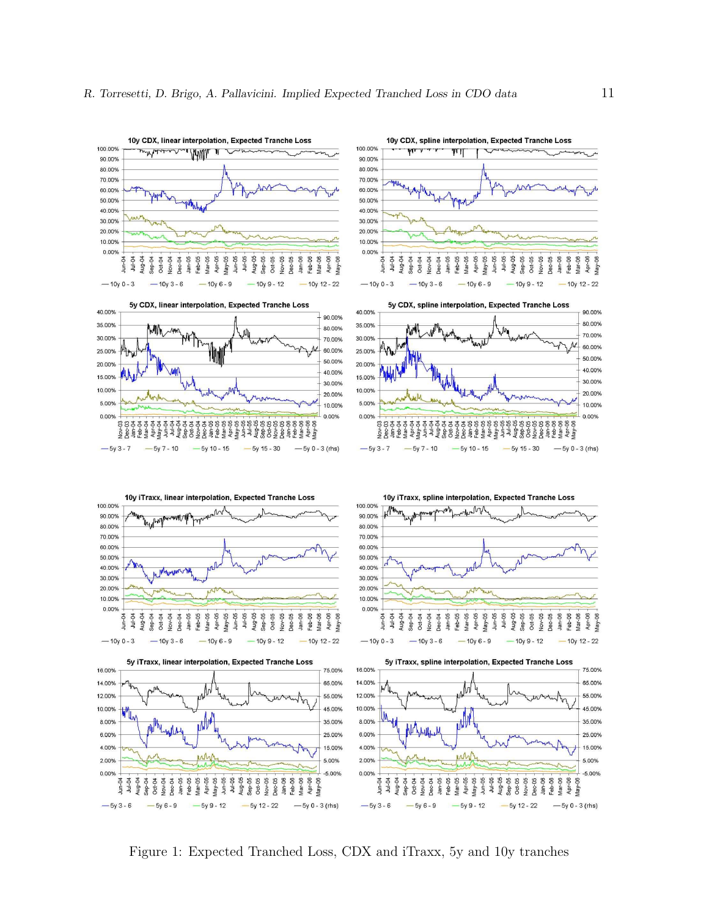Figure 1: Expected Tranched Loss, CDX and iTraxx, 5y and 10y tranches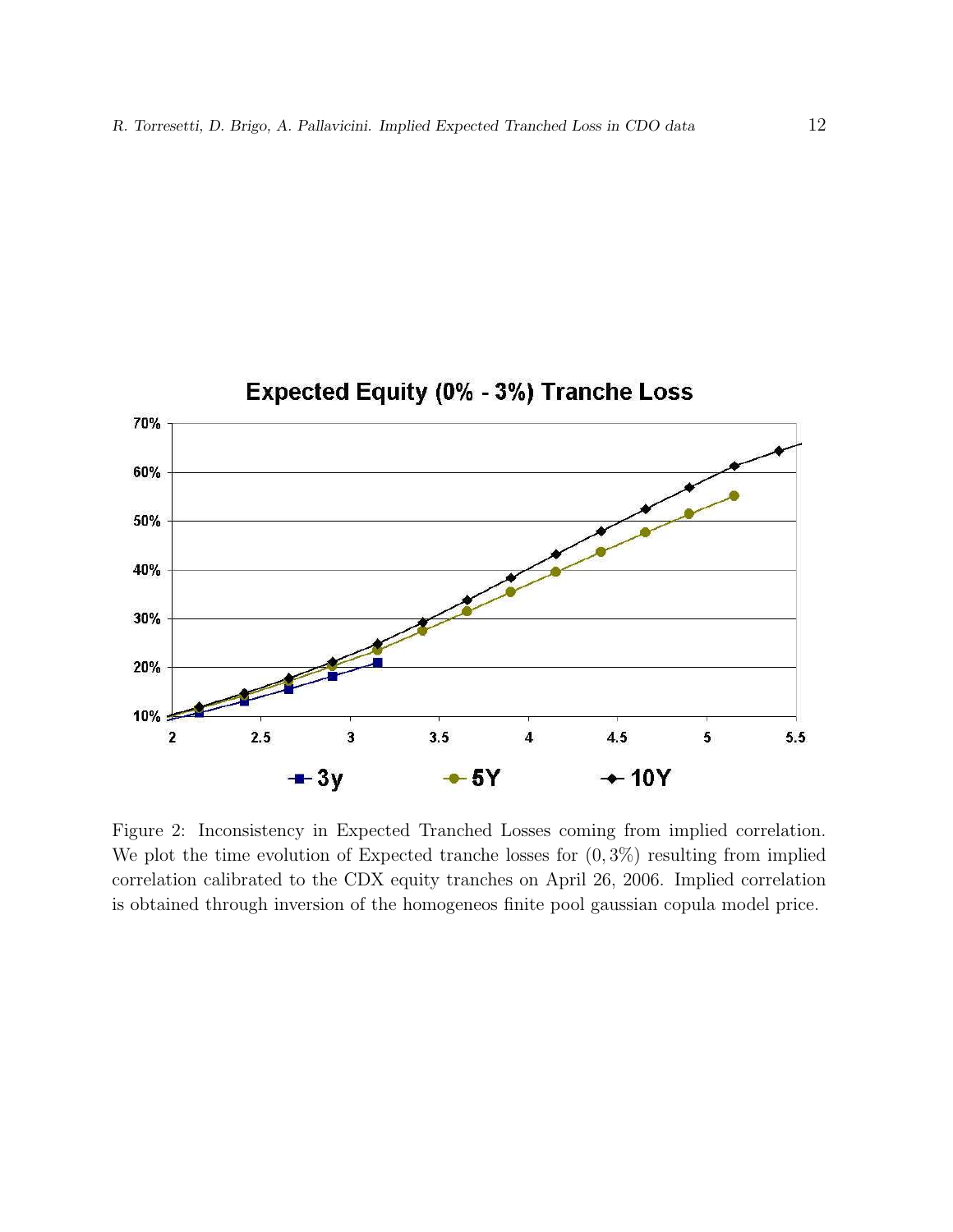Figure 2: Inconsistency in Expected Tranched Losses coming from implied correlation. We plot the time evolution of Expected tranche losses for $(0, 3\%)$ resulting from implied correlation calibrated to the CDX equity tranches on April 26, 2006. Implied correlation is obtained through inversion of the homogeneos finite pool gaussian copula model price.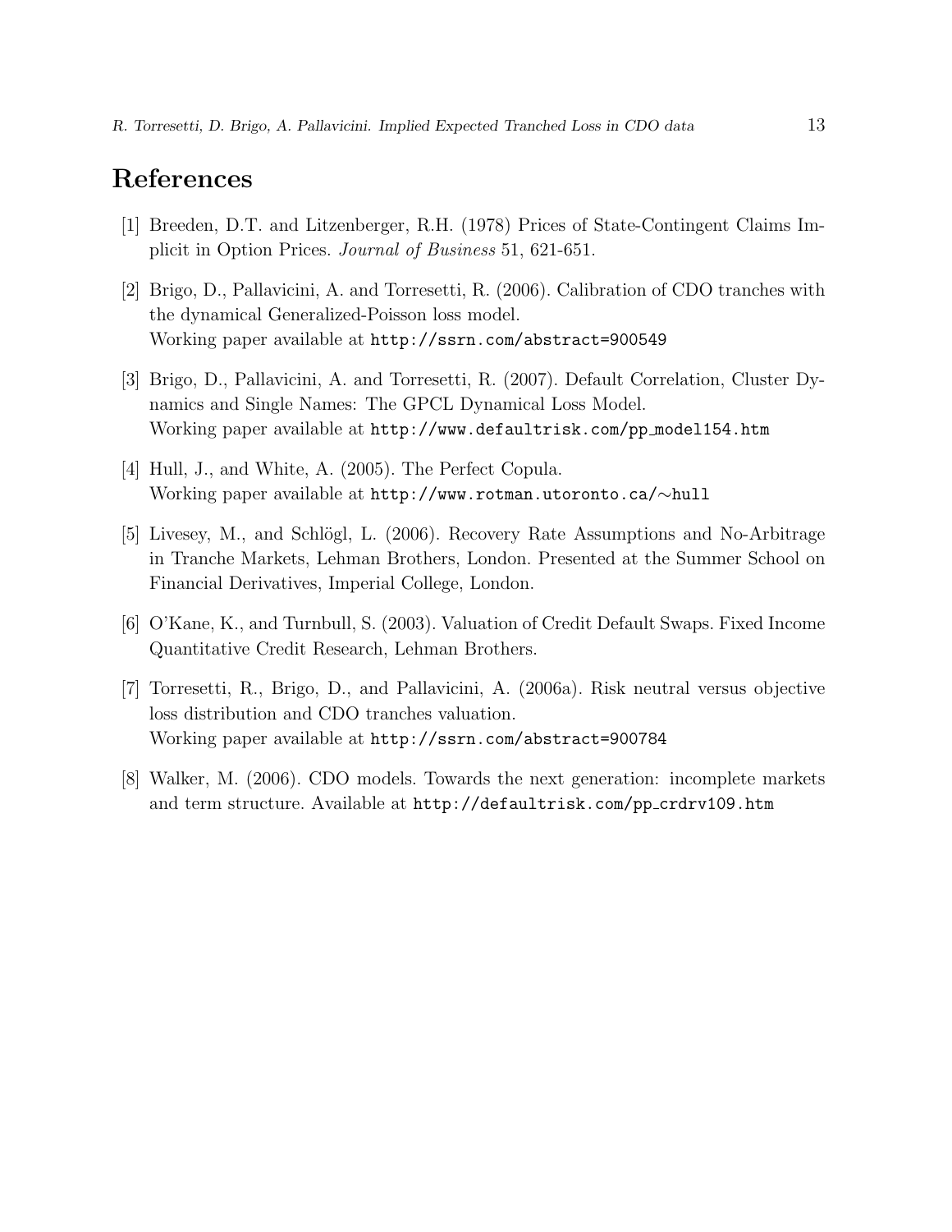# References

[1] Breeden, D.T. and Litzenberger, R.H. (1978) Prices of State-Contingent Claims Implicit in Option Prices. *Journal of Business* 51, 621-651.

[2] Brigo, D., Pallavicini, A. and Torresetti, R. (2006). Calibration of CDO tranches with the dynamical Generalized-Poisson loss model.
Working paper available at `http://ssrn.com/abstract=900549`

[3] Brigo, D., Pallavicini, A. and Torresetti, R. (2007). Default Correlation, Cluster Dynamics and Single Names: The GPCL Dynamical Loss Model.
Working paper available at `http://www.defaultrisk.com/pp_model154.htm`

[4] Hull, J., and White, A. (2005). The Perfect Copula.
Working paper available at `http://www.rotman.utoronto.ca/~hull`

[5] Livesey, M., and Schlögl, L. (2006). Recovery Rate Assumptions and No-Arbitrage in Tranche Markets, Lehman Brothers, London. Presented at the Summer School on Financial Derivatives, Imperial College, London.

[6] O'Kane, K., and Turnbull, S. (2003). Valuation of Credit Default Swaps. Fixed Income Quantitative Credit Research, Lehman Brothers.

[7] Torresetti, R., Brigo, D., and Pallavicini, A. (2006a). Risk neutral versus objective loss distribution and CDO tranches valuation.
Working paper available at `http://ssrn.com/abstract=900784`

[8] Walker, M. (2006). CDO models. Towards the next generation: incomplete markets and term structure. Available at `http://defaultrisk.com/pp_crdrv109.htm`